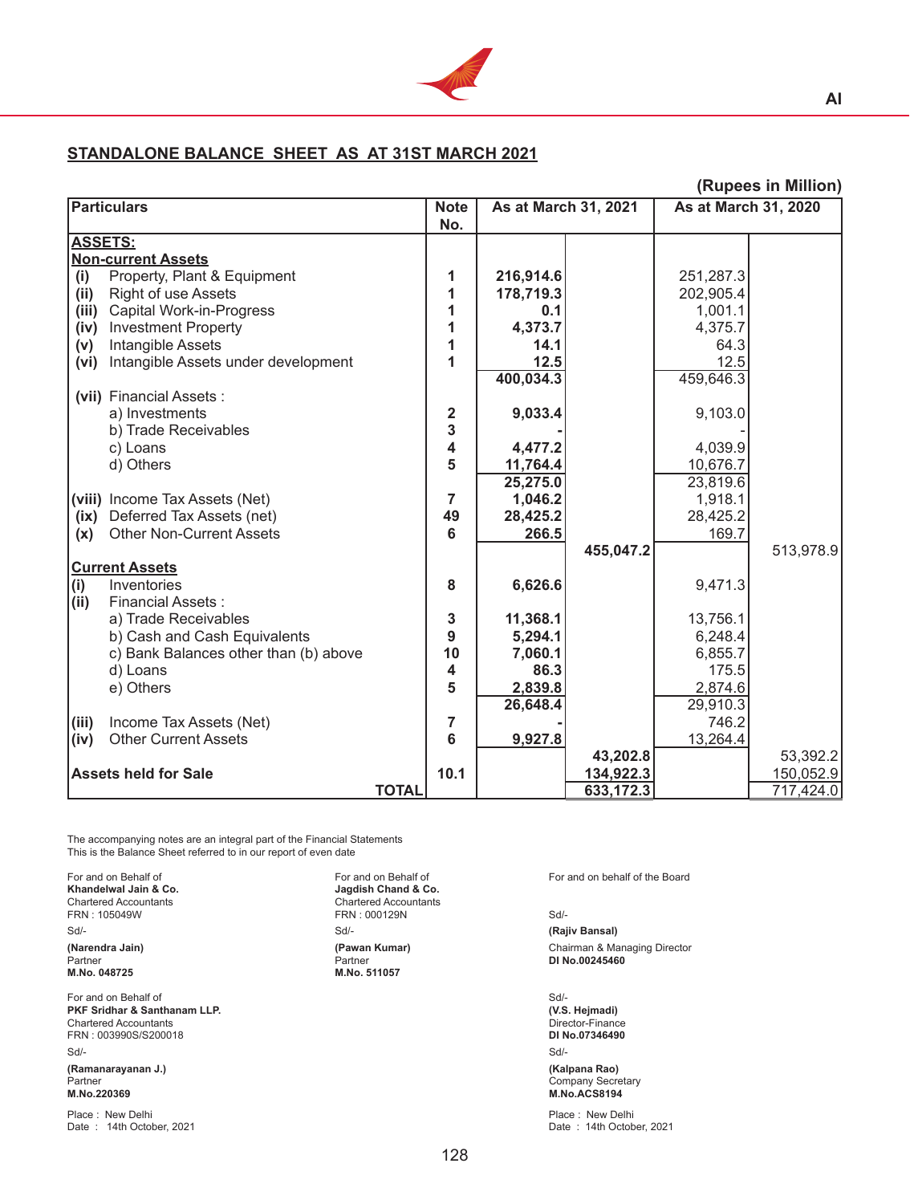## STANDALONE BALANCE SHEET AS AT 31ST MARCH 2021

**(Rupees in Million)**

| Particulars | Note No. | As at March 31, 2021 | | As at March 31, 2020 | |
|---|---|---|---|---|---|
| **ASSETS:** | | | | | |
| **Non-current Assets** | | | | | |
| (i) Property, Plant & Equipment | 1 | 216,914.6 | | 251,287.3 | |
| (ii) Right of use Assets | 1 | 178,719.3 | | 202,905.4 | |
| (iii) Capital Work-in-Progress | 1 | 0.1 | | 1,001.1 | |
| (iv) Investment Property | 1 | 4,373.7 | | 4,375.7 | |
| (v) Intangible Assets | 1 | 14.1 | | 64.3 | |
| (vi) Intangible Assets under development | 1 | 12.5 | | 12.5 | |
| | | 400,034.3 | | 459,646.3 | |
| (vii) Financial Assets : | | | | | |
| a) Investments | 2 | 9,033.4 | | 9,103.0 | |
| b) Trade Receivables | 3 | - | | - | |
| c) Loans | 4 | 4,477.2 | | 4,039.9 | |
| d) Others | 5 | 11,764.4 | | 10,676.7 | |
| | | 25,275.0 | | 23,819.6 | |
| (viii) Income Tax Assets (Net) | 7 | 1,046.2 | | 1,918.1 | |
| (ix) Deferred Tax Assets (net) | 49 | 28,425.2 | | 28,425.2 | |
| (x) Other Non-Current Assets | 6 | 266.5 | | 169.7 | |
| | | | 455,047.2 | | 513,978.9 |
| **Current Assets** | | | | | |
| (i) Inventories | 8 | 6,626.6 | | 9,471.3 | |
| (ii) Financial Assets : | | | | | |
| a) Trade Receivables | 3 | 11,368.1 | | 13,756.1 | |
| b) Cash and Cash Equivalents | 9 | 5,294.1 | | 6,248.4 | |
| c) Bank Balances other than (b) above | 10 | 7,060.1 | | 6,855.7 | |
| d) Loans | 4 | 86.3 | | 175.5 | |
| e) Others | 5 | 2,839.8 | | 2,874.6 | |
| | | 26,648.4 | | 29,910.3 | |
| (iii) Income Tax Assets (Net) | 7 | - | | 746.2 | |
| (iv) Other Current Assets | 6 | 9,927.8 | | 13,264.4 | |
| | | | 43,202.8 | | 53,392.2 |
| **Assets held for Sale** | 10.1 | | 134,922.3 | | 150,052.9 |
| **TOTAL** | | | 633,172.3 | | 717,424.0 |

The accompanying notes are an integral part of the Financial Statements
This is the Balance Sheet referred to in our report of even date

For and on Behalf of
**Khandelwal Jain & Co.**
Chartered Accountants
FRN : 105049W
Sd/-
**(Narendra Jain)**
Partner
**M.No. 048725**

For and on Behalf of
**Jagdish Chand & Co.**
Chartered Accountants
FRN : 000129N
Sd/-
**(Pawan Kumar)**
Partner
**M.No. 511057**

For and on behalf of the Board

Sd/-
**(Rajiv Bansal)**
Chairman & Managing Director
**DI No.00245460**

For and on Behalf of
**PKF Sridhar & Santhanam LLP.**
Chartered Accountants
FRN : 003990S/S200018
Sd/-
**(Ramanarayanan J.)**
Partner
**M.No.220369**

Sd/-
**(V.S. Hejmadi)**
Director-Finance
**DI No.07346490**

Sd/-
**(Kalpana Rao)**
Company Secretary
**M.No.ACS8194**

Place : New Delhi
Date : 14th October, 2021

Place : New Delhi
Date : 14th October, 2021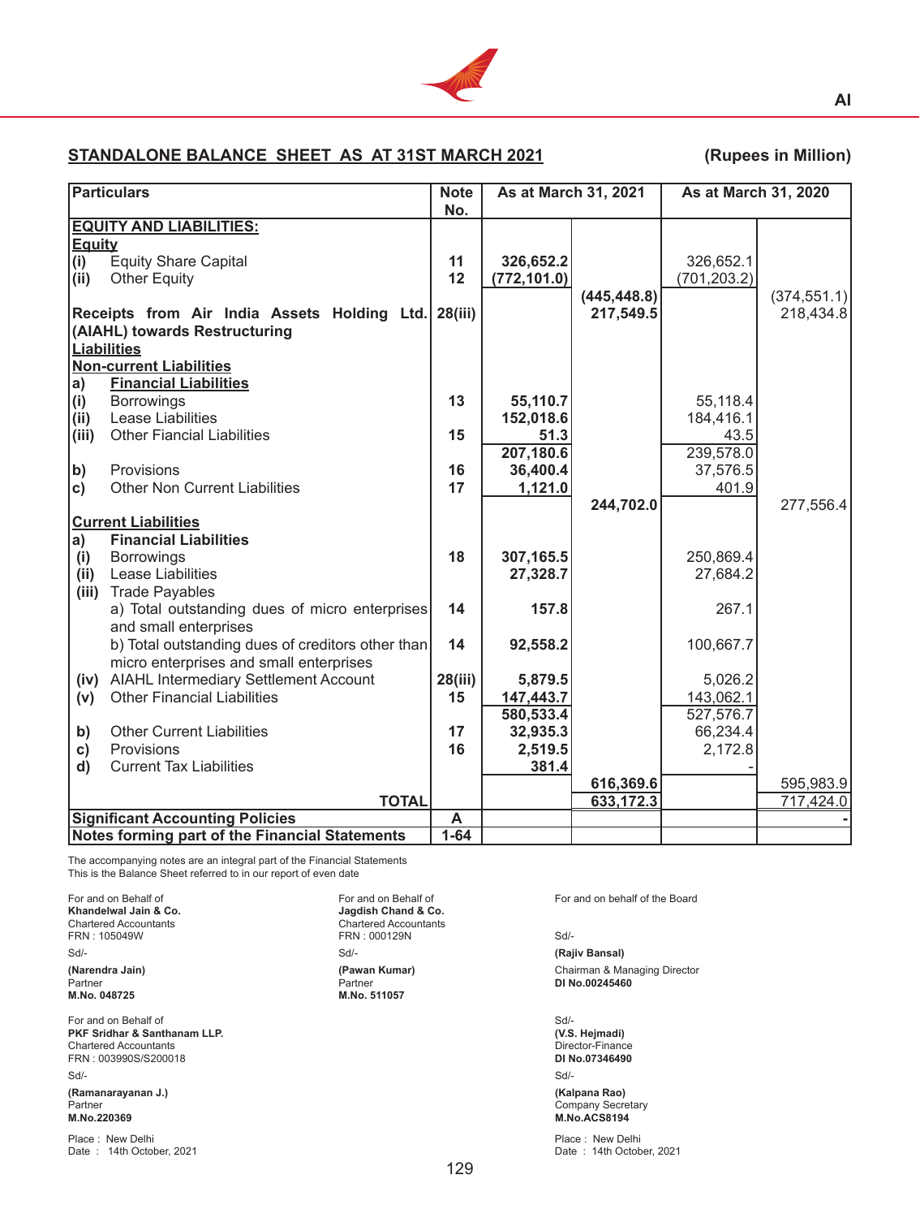## STANDALONE BALANCE SHEET AS AT 31ST MARCH 2021

**(Rupees in Million)**

| Particulars | Note No. | As at March 31, 2021 | | As at March 31, 2020 | |
|---|---|---|---|---|---|
| **EQUITY AND LIABILITIES:** | | | | | |
| **Equity** | | | | | |
| (i) Equity Share Capital | 11 | **326,652.2** | | 326,652.1 | |
| (ii) Other Equity | 12 | **(772,101.0)** | | (701,203.2) | |
| | | | **(445,448.8)** | | (374,551.1) |
| **Receipts from Air India Assets Holding Ltd. (AIAHL) towards Restructuring** | 28(iii) | | **217,549.5** | | 218,434.8 |
| **Liabilities** | | | | | |
| **Non-current Liabilities** | | | | | |
| a) **Financial Liabilities** | | | | | |
| (i) Borrowings | 13 | **55,110.7** | | 55,118.4 | |
| (ii) Lease Liabilities | | **152,018.6** | | 184,416.1 | |
| (iii) Other Fiancial Liabilities | 15 | **51.3** | | 43.5 | |
| | | **207,180.6** | | 239,578.0 | |
| b) Provisions | 16 | **36,400.4** | | 37,576.5 | |
| c) Other Non Current Liabilities | 17 | **1,121.0** | | 401.9 | |
| | | | **244,702.0** | | 277,556.4 |
| **Current Liabilities** | | | | | |
| a) **Financial Liabilities** | | | | | |
| (i) Borrowings | 18 | **307,165.5** | | 250,869.4 | |
| (ii) Lease Liabilities | | **27,328.7** | | 27,684.2 | |
| (iii) Trade Payables | | | | | |
| a) Total outstanding dues of micro enterprises and small enterprises | 14 | **157.8** | | 267.1 | |
| b) Total outstanding dues of creditors other than micro enterprises and small enterprises | 14 | **92,558.2** | | 100,667.7 | |
| (iv) AIAHL Intermediary Settlement Account | 28(iii) | **5,879.5** | | 5,026.2 | |
| (v) Other Financial Liabilities | 15 | **147,443.7** | | 143,062.1 | |
| | | **580,533.4** | | 527,576.7 | |
| b) Other Current Liabilities | 17 | **32,935.3** | | 66,234.4 | |
| c) Provisions | 16 | **2,519.5** | | 2,172.8 | |
| d) Current Tax Liabilities | | **381.4** | | - | |
| | | | **616,369.6** | | 595,983.9 |
| **TOTAL** | | | **633,172.3** | | 717,424.0 |
| **Significant Accounting Policies** | **A** | | | | - |
| **Notes forming part of the Financial Statements** | **1-64** | | | | |

The accompanying notes are an integral part of the Financial Statements
This is the Balance Sheet referred to in our report of even date

For and on Behalf of
**Khandelwal Jain & Co.**
Chartered Accountants
FRN : 105049W
Sd/-
**(Narendra Jain)**
Partner
**M.No. 048725**

For and on Behalf of
**Jagdish Chand & Co.**
Chartered Accountants
FRN : 000129N
Sd/-
**(Pawan Kumar)**
Partner
**M.No. 511057**

For and on behalf of the Board

Sd/-
**(Rajiv Bansal)**
Chairman & Managing Director
**DI No.00245460**

For and on Behalf of
**PKF Sridhar & Santhanam LLP.**
Chartered Accountants
FRN : 003990S/S200018
Sd/-
**(Ramanarayanan J.)**
Partner
**M.No.220369**

Sd/-
**(V.S. Hejmadi)**
Director-Finance
**DI No.07346490**

Sd/-
**(Kalpana Rao)**
Company Secretary
**M.No.ACS8194**

Place : New Delhi
Date : 14th October, 2021

Place : New Delhi
Date : 14th October, 2021